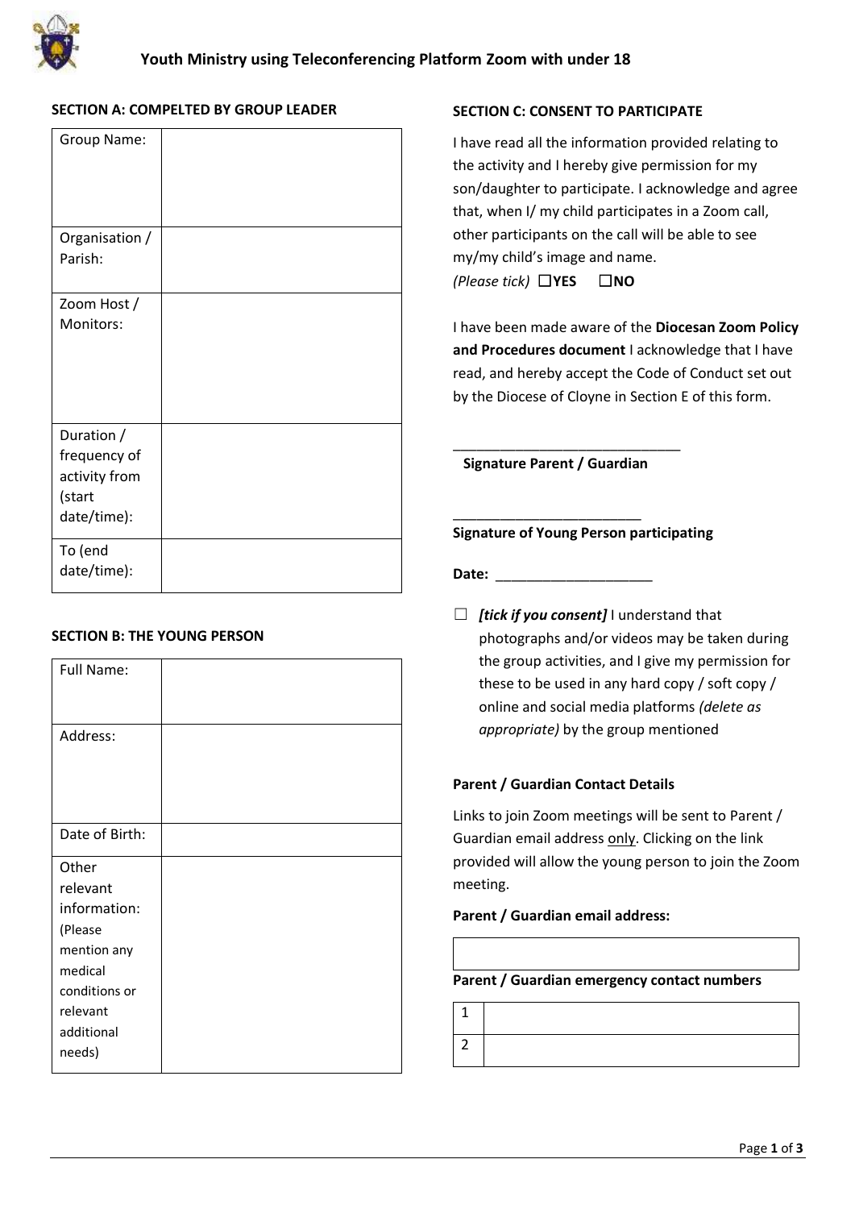# Youth Ministry using Teleconferencing Platform Zoom with under 18

## SECTION A: COMPELTED BY GROUP LEADER

| Group Name: | |
|---|---|
| Organisation / Parish: | |
| Zoom Host / Monitors: | |
| Duration / frequency of activity from (start date/time): | |
| To (end date/time): | |

## SECTION B: THE YOUNG PERSON

| Full Name: | |
|---|---|
| Address: | |
| Date of Birth: | |
| Other relevant information: (Please mention any medical conditions or relevant additional needs) | |

## SECTION C: CONSENT TO PARTICIPATE

I have read all the information provided relating to the activity and I hereby give permission for my son/daughter to participate. I acknowledge and agree that, when I/ my child participates in a Zoom call, other participants on the call will be able to see my/my child's image and name.

*(Please tick)* ☐**YES** ☐**NO**

I have been made aware of the **Diocesan Zoom Policy and Procedures document** I acknowledge that I have read, and hereby accept the Code of Conduct set out by the Diocese of Cloyne in Section E of this form.

_____________________________

**Signature Parent / Guardian**

________________________

**Signature of Young Person participating**

**Date:** ____________________

☐ ***[tick if you consent]*** I understand that photographs and/or videos may be taken during the group activities, and I give my permission for these to be used in any hard copy / soft copy / online and social media platforms *(delete as appropriate)* by the group mentioned

### Parent / Guardian Contact Details

Links to join Zoom meetings will be sent to Parent / Guardian email address <u>only</u>. Clicking on the link provided will allow the young person to join the Zoom meeting.

**Parent / Guardian email address:**

| |
|---|
| |

**Parent / Guardian emergency contact numbers**

| | |
|---|---|
| 1 | |
| 2 | |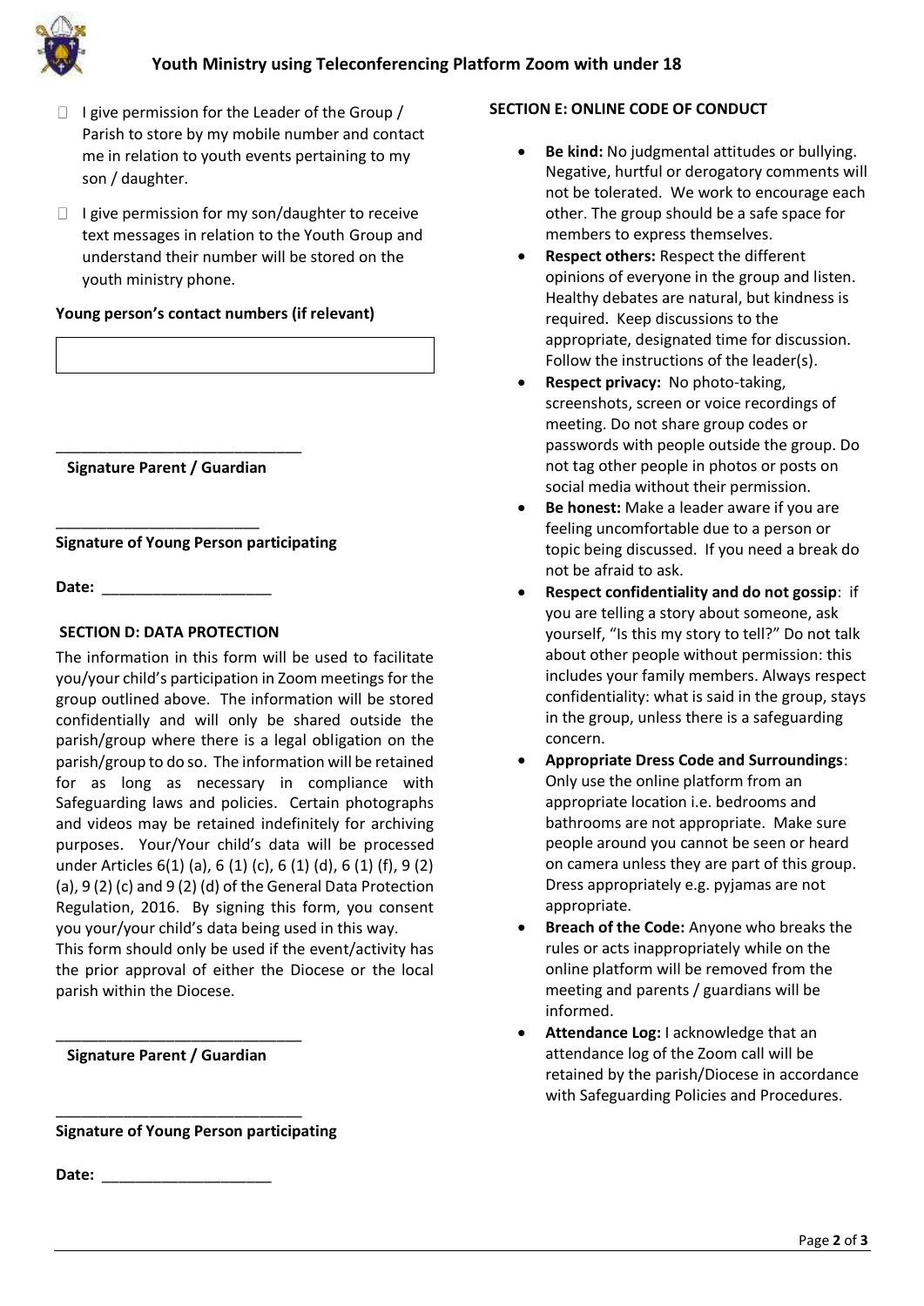- ☐ I give permission for the Leader of the Group / Parish to store by my mobile number and contact me in relation to youth events pertaining to my son / daughter.
- ☐ I give permission for my son/daughter to receive text messages in relation to the Youth Group and understand their number will be stored on the youth ministry phone.

**Young person's contact numbers (if relevant)**

| |
|---|
| |

______________________________

**Signature Parent / Guardian**

_________________________

**Signature of Young Person participating**

**Date:** ____________________

**SECTION D: DATA PROTECTION**

The information in this form will be used to facilitate you/your child's participation in Zoom meetings for the group outlined above. The information will be stored confidentially and will only be shared outside the parish/group where there is a legal obligation on the parish/group to do so. The information will be retained for as long as necessary in compliance with Safeguarding laws and policies. Certain photographs and videos may be retained indefinitely for archiving purposes. Your/Your child's data will be processed under Articles 6(1) (a), 6 (1) (c), 6 (1) (d), 6 (1) (f), 9 (2) (a), 9 (2) (c) and 9 (2) (d) of the General Data Protection Regulation, 2016. By signing this form, you consent you your/your child's data being used in this way.
This form should only be used if the event/activity has the prior approval of either the Diocese or the local parish within the Diocese.

______________________________

**Signature Parent / Guardian**

______________________________

**Signature of Young Person participating**

**Date:** ____________________

**SECTION E: ONLINE CODE OF CONDUCT**

- **Be kind:** No judgmental attitudes or bullying. Negative, hurtful or derogatory comments will not be tolerated. We work to encourage each other. The group should be a safe space for members to express themselves.
- **Respect others:** Respect the different opinions of everyone in the group and listen. Healthy debates are natural, but kindness is required. Keep discussions to the appropriate, designated time for discussion. Follow the instructions of the leader(s).
- **Respect privacy:** No photo-taking, screenshots, screen or voice recordings of meeting. Do not share group codes or passwords with people outside the group. Do not tag other people in photos or posts on social media without their permission.
- **Be honest:** Make a leader aware if you are feeling uncomfortable due to a person or topic being discussed. If you need a break do not be afraid to ask.
- **Respect confidentiality and do not gossip**: if you are telling a story about someone, ask yourself, "Is this my story to tell?" Do not talk about other people without permission: this includes your family members. Always respect confidentiality: what is said in the group, stays in the group, unless there is a safeguarding concern.
- **Appropriate Dress Code and Surroundings**: Only use the online platform from an appropriate location i.e. bedrooms and bathrooms are not appropriate. Make sure people around you cannot be seen or heard on camera unless they are part of this group. Dress appropriately e.g. pyjamas are not appropriate.
- **Breach of the Code:** Anyone who breaks the rules or acts inappropriately while on the online platform will be removed from the meeting and parents / guardians will be informed.
- **Attendance Log:** I acknowledge that an attendance log of the Zoom call will be retained by the parish/Diocese in accordance with Safeguarding Policies and Procedures.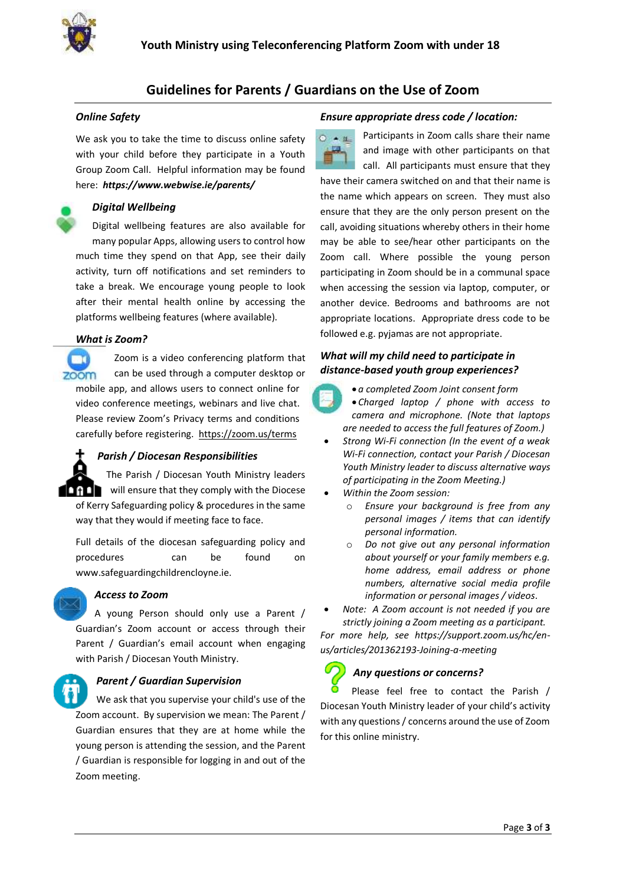# Youth Ministry using Teleconferencing Platform Zoom with under 18

## Guidelines for Parents / Guardians on the Use of Zoom

### *Online Safety*

We ask you to take the time to discuss online safety with your child before they participate in a Youth Group Zoom Call. Helpful information may be found here: ***https://www.webwise.ie/parents/***

### *Digital Wellbeing*

Digital wellbeing features are also available for many popular Apps, allowing users to control how much time they spend on that App, see their daily activity, turn off notifications and set reminders to take a break. We encourage young people to look after their mental health online by accessing the platforms wellbeing features (where available).

### *What is Zoom?*

Zoom is a video conferencing platform that can be used through a computer desktop or mobile app, and allows users to connect online for video conference meetings, webinars and live chat. Please review Zoom's Privacy terms and conditions carefully before registering. https://zoom.us/terms

### *Parish / Diocesan Responsibilities*

The Parish / Diocesan Youth Ministry leaders will ensure that they comply with the Diocese of Kerry Safeguarding policy & procedures in the same way that they would if meeting face to face.

Full details of the diocesan safeguarding policy and procedures can be found on www.safeguardingchildrencloyne.ie.

### *Access to Zoom*

A young Person should only use a Parent / Guardian's Zoom account or access through their Parent / Guardian's email account when engaging with Parish / Diocesan Youth Ministry.

### *Parent / Guardian Supervision*

We ask that you supervise your child's use of the Zoom account. By supervision we mean: The Parent / Guardian ensures that they are at home while the young person is attending the session, and the Parent / Guardian is responsible for logging in and out of the Zoom meeting.

### *Ensure appropriate dress code / location:*

Participants in Zoom calls share their name and image with other participants on that call. All participants must ensure that they have their camera switched on and that their name is the name which appears on screen. They must also ensure that they are the only person present on the call, avoiding situations whereby others in their home may be able to see/hear other participants on the Zoom call. Where possible the young person participating in Zoom should be in a communal space when accessing the session via laptop, computer, or another device. Bedrooms and bathrooms are not appropriate locations. Appropriate dress code to be followed e.g. pyjamas are not appropriate.

### *What will my child need to participate in distance-based youth group experiences?*

- *a completed Zoom Joint consent form*
- *Charged laptop / phone with access to camera and microphone. (Note that laptops are needed to access the full features of Zoom.)*
- *Strong Wi-Fi connection (In the event of a weak Wi-Fi connection, contact your Parish / Diocesan Youth Ministry leader to discuss alternative ways of participating in the Zoom Meeting.)*
- *Within the Zoom session:*
  - *Ensure your background is free from any personal images / items that can identify personal information.*
  - *Do not give out any personal information about yourself or your family members e.g. home address, email address or phone numbers, alternative social media profile information or personal images / videos.*
- *Note: A Zoom account is not needed if you are strictly joining a Zoom meeting as a participant.*

*For more help, see https://support.zoom.us/hc/en-us/articles/201362193-Joining-a-meeting*

### *Any questions or concerns?*

Please feel free to contact the Parish / Diocesan Youth Ministry leader of your child's activity with any questions / concerns around the use of Zoom for this online ministry.